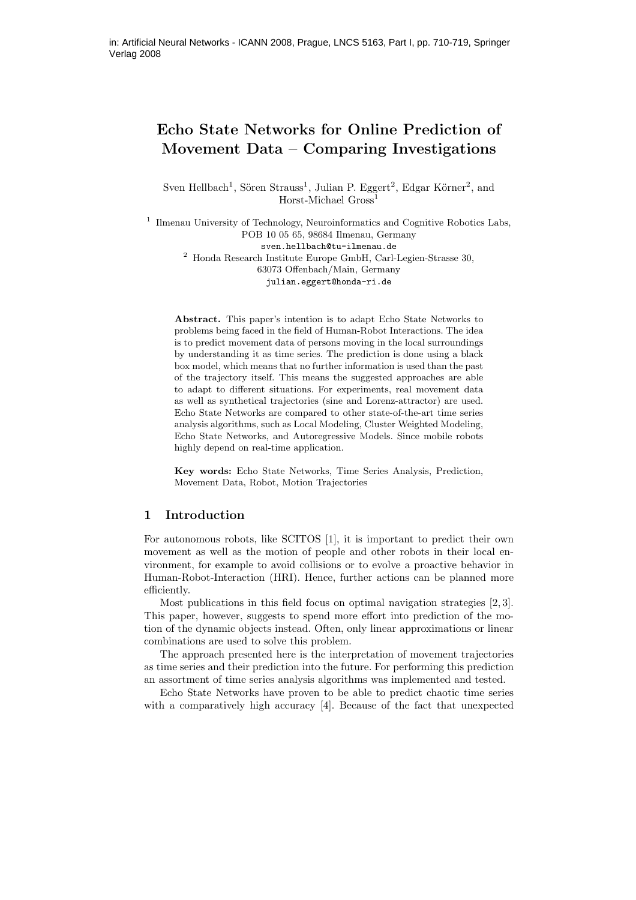in: Artificial Neural Networks - ICANN 2008, Prague, LNCS 5163, Part I, pp. 710-719, Springer Verlag 2008

# Echo State Networks for Online Prediction of Movement Data – Comparing Investigations

Sven Hellbach[1], Sören Strauss[1], Julian P. Eggert[2], Edgar Körner[2], and Horst-Michael Gross[1]

[1] Ilmenau University of Technology, Neuroinformatics and Cognitive Robotics Labs, POB 10 05 65, 98684 Ilmenau, Germany
sven.hellbach@tu-ilmenau.de

[2] Honda Research Institute Europe GmbH, Carl-Legien-Strasse 30, 63073 Offenbach/Main, Germany
julian.eggert@honda-ri.de

**Abstract.** This paper's intention is to adapt Echo State Networks to problems being faced in the field of Human-Robot Interactions. The idea is to predict movement data of persons moving in the local surroundings by understanding it as time series. The prediction is done using a black box model, which means that no further information is used than the past of the trajectory itself. This means the suggested approaches are able to adapt to different situations. For experiments, real movement data as well as synthetical trajectories (sine and Lorenz-attractor) are used. Echo State Networks are compared to other state-of-the-art time series analysis algorithms, such as Local Modeling, Cluster Weighted Modeling, Echo State Networks, and Autoregressive Models. Since mobile robots highly depend on real-time application.

**Key words:** Echo State Networks, Time Series Analysis, Prediction, Movement Data, Robot, Motion Trajectories

## 1 Introduction

For autonomous robots, like SCITOS [1], it is important to predict their own movement as well as the motion of people and other robots in their local environment, for example to avoid collisions or to evolve a proactive behavior in Human-Robot-Interaction (HRI). Hence, further actions can be planned more efficiently.

Most publications in this field focus on optimal navigation strategies [2, 3]. This paper, however, suggests to spend more effort into prediction of the motion of the dynamic objects instead. Often, only linear approximations or linear combinations are used to solve this problem.

The approach presented here is the interpretation of movement trajectories as time series and their prediction into the future. For performing this prediction an assortment of time series analysis algorithms was implemented and tested.

Echo State Networks have proven to be able to predict chaotic time series with a comparatively high accuracy [4]. Because of the fact that unexpected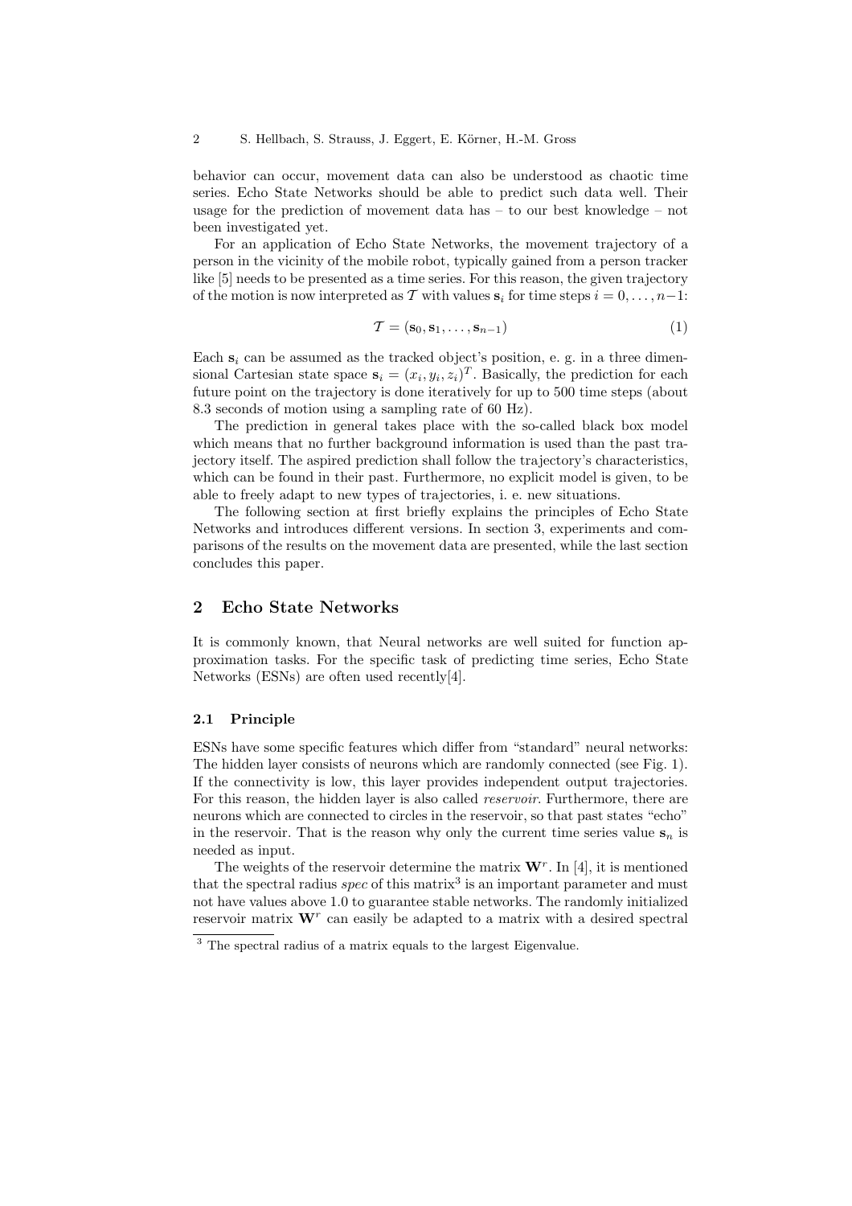behavior can occur, movement data can also be understood as chaotic time series. Echo State Networks should be able to predict such data well. Their usage for the prediction of movement data has – to our best knowledge – not been investigated yet.

For an application of Echo State Networks, the movement trajectory of a person in the vicinity of the mobile robot, typically gained from a person tracker like [5] needs to be presented as a time series. For this reason, the given trajectory of the motion is now interpreted as $\mathcal{T}$ with values $\mathbf{s}_i$ for time steps $i = 0, \ldots, n-1$:

$$\mathcal{T} = (\mathbf{s}_0, \mathbf{s}_1, \ldots, \mathbf{s}_{n-1}) \tag{1}$$

Each $\mathbf{s}_i$ can be assumed as the tracked object's position, e. g. in a three dimensional Cartesian state space $\mathbf{s}_i = (x_i, y_i, z_i)^T$. Basically, the prediction for each future point on the trajectory is done iteratively for up to 500 time steps (about 8.3 seconds of motion using a sampling rate of 60 Hz).

The prediction in general takes place with the so-called black box model which means that no further background information is used than the past trajectory itself. The aspired prediction shall follow the trajectory's characteristics, which can be found in their past. Furthermore, no explicit model is given, to be able to freely adapt to new types of trajectories, i. e. new situations.

The following section at first briefly explains the principles of Echo State Networks and introduces different versions. In section 3, experiments and comparisons of the results on the movement data are presented, while the last section concludes this paper.

## 2 Echo State Networks

It is commonly known, that Neural networks are well suited for function approximation tasks. For the specific task of predicting time series, Echo State Networks (ESNs) are often used recently[4].

### 2.1 Principle

ESNs have some specific features which differ from "standard" neural networks: The hidden layer consists of neurons which are randomly connected (see Fig. 1). If the connectivity is low, this layer provides independent output trajectories. For this reason, the hidden layer is also called *reservoir*. Furthermore, there are neurons which are connected to circles in the reservoir, so that past states "echo" in the reservoir. That is the reason why only the current time series value $\mathbf{s}_n$ is needed as input.

The weights of the reservoir determine the matrix $\mathbf{W}^r$. In [4], it is mentioned that the spectral radius *spec* of this matrix[3] is an important parameter and must not have values above 1.0 to guarantee stable networks. The randomly initialized reservoir matrix $\mathbf{W}^r$ can easily be adapted to a matrix with a desired spectral

[3] The spectral radius of a matrix equals to the largest Eigenvalue.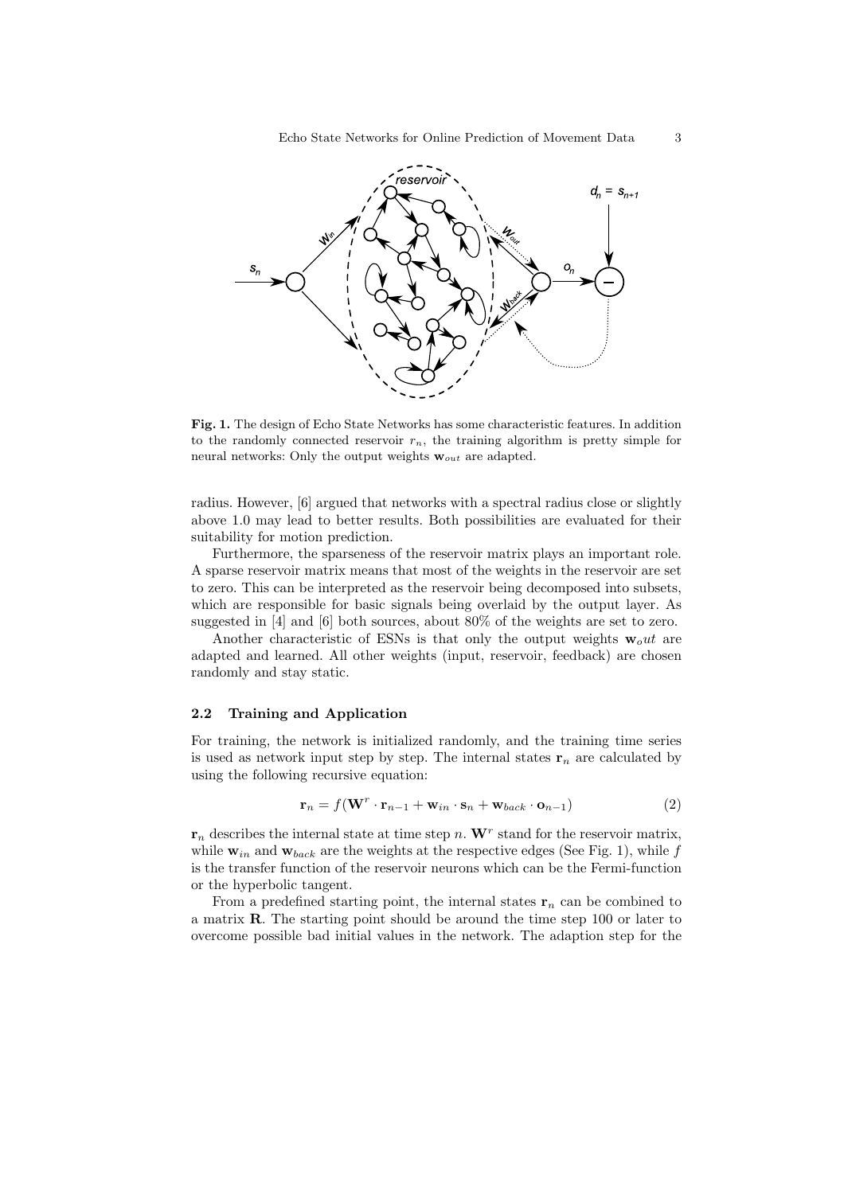**Fig. 1.** The design of Echo State Networks has some characteristic features. In addition to the randomly connected reservoir $r_n$, the training algorithm is pretty simple for neural networks: Only the output weights $\mathbf{w}_{out}$ are adapted.

radius. However, [6] argued that networks with a spectral radius close or slightly above 1.0 may lead to better results. Both possibilities are evaluated for their suitability for motion prediction.

Furthermore, the sparseness of the reservoir matrix plays an important role. A sparse reservoir matrix means that most of the weights in the reservoir are set to zero. This can be interpreted as the reservoir being decomposed into subsets, which are responsible for basic signals being overlaid by the output layer. As suggested in [4] and [6] both sources, about 80% of the weights are set to zero.

Another characteristic of ESNs is that only the output weights $\mathbf{w}_out$ are adapted and learned. All other weights (input, reservoir, feedback) are chosen randomly and stay static.

### 2.2 Training and Application

For training, the network is initialized randomly, and the training time series is used as network input step by step. The internal states $\mathbf{r}_n$ are calculated by using the following recursive equation:

$$\mathbf{r}_n = f(\mathbf{W}^r \cdot \mathbf{r}_{n-1} + \mathbf{w}_{in} \cdot \mathbf{s}_n + \mathbf{w}_{back} \cdot \mathbf{o}_{n-1}) \tag{2}$$

$\mathbf{r}_n$ describes the internal state at time step $n$. $\mathbf{W}^r$ stand for the reservoir matrix, while $\mathbf{w}_{in}$ and $\mathbf{w}_{back}$ are the weights at the respective edges (See Fig. 1), while $f$ is the transfer function of the reservoir neurons which can be the Fermi-function or the hyperbolic tangent.

From a predefined starting point, the internal states $\mathbf{r}_n$ can be combined to a matrix $\mathbf{R}$. The starting point should be around the time step 100 or later to overcome possible bad initial values in the network. The adaption step for the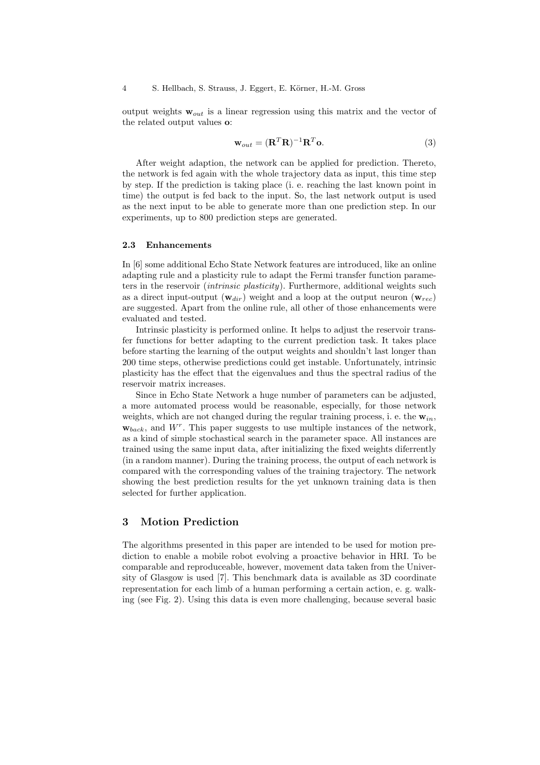output weights $\mathbf{w}_{out}$ is a linear regression using this matrix and the vector of the related output values $\mathbf{o}$:

$$\mathbf{w}_{out} = (\mathbf{R}^T\mathbf{R})^{-1}\mathbf{R}^T\mathbf{o}. \tag{3}$$

After weight adaption, the network can be applied for prediction. Thereto, the network is fed again with the whole trajectory data as input, this time step by step. If the prediction is taking place (i. e. reaching the last known point in time) the output is fed back to the input. So, the last network output is used as the next input to be able to generate more than one prediction step. In our experiments, up to 800 prediction steps are generated.

### 2.3 Enhancements

In [6] some additional Echo State Network features are introduced, like an online adapting rule and a plasticity rule to adapt the Fermi transfer function parameters in the reservoir (*intrinsic plasticity*). Furthermore, additional weights such as a direct input-output ($\mathbf{w}_{dir}$) weight and a loop at the output neuron ($\mathbf{w}_{rec}$) are suggested. Apart from the online rule, all other of those enhancements were evaluated and tested.

Intrinsic plasticity is performed online. It helps to adjust the reservoir transfer functions for better adapting to the current prediction task. It takes place before starting the learning of the output weights and shouldn't last longer than 200 time steps, otherwise predictions could get instable. Unfortunately, intrinsic plasticity has the effect that the eigenvalues and thus the spectral radius of the reservoir matrix increases.

Since in Echo State Network a huge number of parameters can be adjusted, a more automated process would be reasonable, especially, for those network weights, which are not changed during the regular training process, i. e. the $\mathbf{w}_{in}$, $\mathbf{w}_{back}$, and $W^r$. This paper suggests to use multiple instances of the network, as a kind of simple stochastical search in the parameter space. All instances are trained using the same input data, after initializing the fixed weights diferrently (in a random manner). During the training process, the output of each network is compared with the corresponding values of the training trajectory. The network showing the best prediction results for the yet unknown training data is then selected for further application.

## 3 Motion Prediction

The algorithms presented in this paper are intended to be used for motion prediction to enable a mobile robot evolving a proactive behavior in HRI. To be comparable and reproduceable, however, movement data taken from the University of Glasgow is used [7]. This benchmark data is available as 3D coordinate representation for each limb of a human performing a certain action, e. g. walking (see Fig. 2). Using this data is even more challenging, because several basic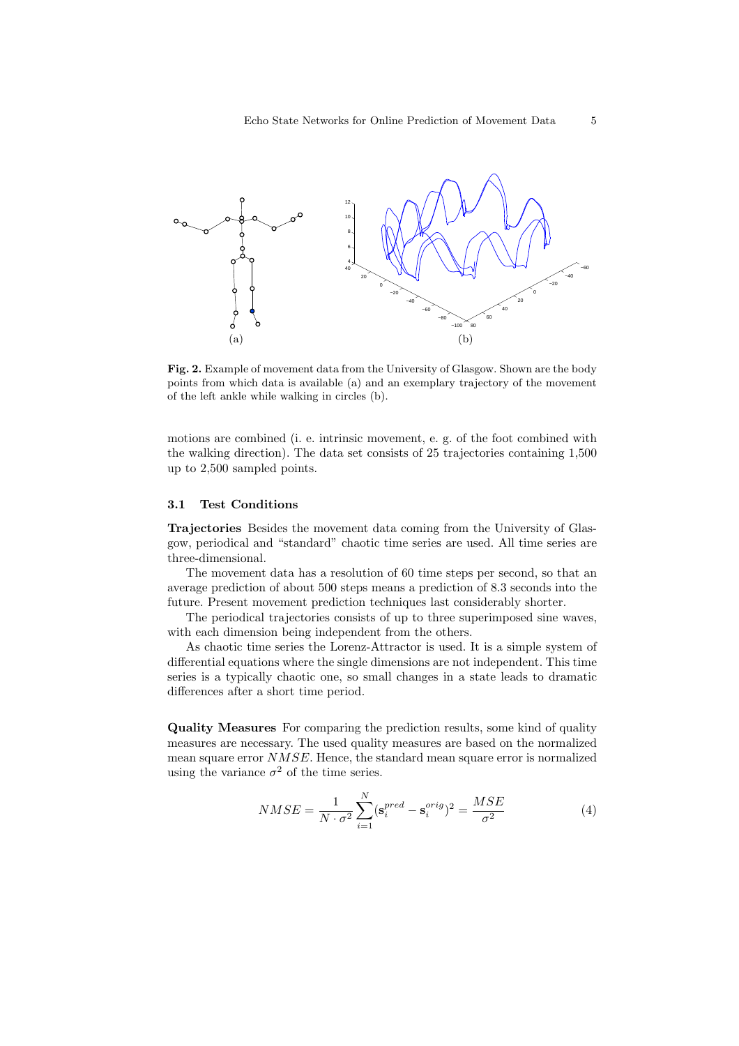**Fig. 2.** Example of movement data from the University of Glasgow. Shown are the body points from which data is available (a) and an exemplary trajectory of the movement of the left ankle while walking in circles (b).

motions are combined (i. e. intrinsic movement, e. g. of the foot combined with the walking direction). The data set consists of 25 trajectories containing 1,500 up to 2,500 sampled points.

### 3.1 Test Conditions

**Trajectories** Besides the movement data coming from the University of Glasgow, periodical and "standard" chaotic time series are used. All time series are three-dimensional.

The movement data has a resolution of 60 time steps per second, so that an average prediction of about 500 steps means a prediction of 8.3 seconds into the future. Present movement prediction techniques last considerably shorter.

The periodical trajectories consists of up to three superimposed sine waves, with each dimension being independent from the others.

As chaotic time series the Lorenz-Attractor is used. It is a simple system of differential equations where the single dimensions are not independent. This time series is a typically chaotic one, so small changes in a state leads to dramatic differences after a short time period.

**Quality Measures** For comparing the prediction results, some kind of quality measures are necessary. The used quality measures are based on the normalized mean square error $NMSE$. Hence, the standard mean square error is normalized using the variance $\sigma^2$ of the time series.

$$NMSE = \frac{1}{N \cdot \sigma^2} \sum_{i=1}^{N} (\mathbf{s}_i^{pred} - \mathbf{s}_i^{orig})^2 = \frac{MSE}{\sigma^2} \tag{4}$$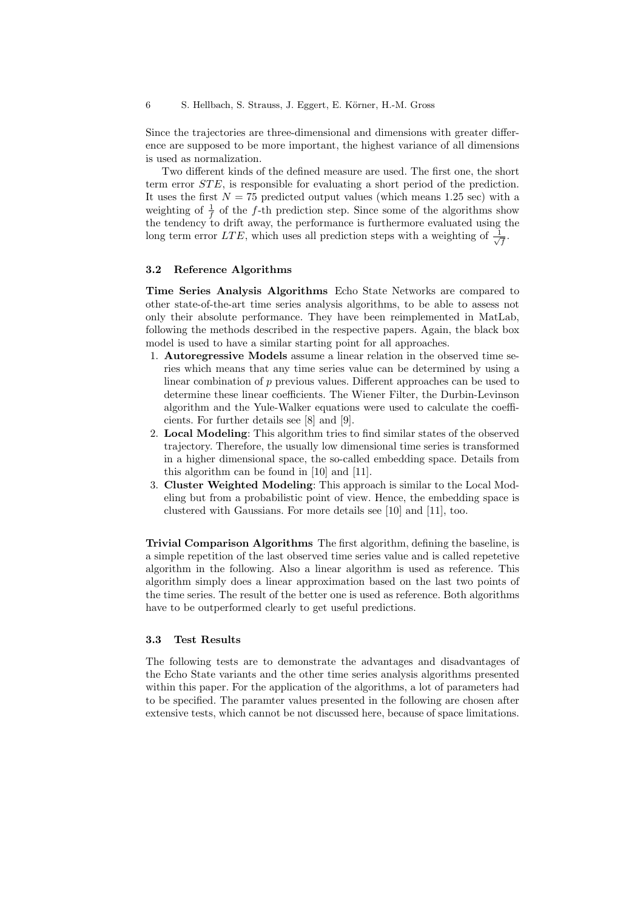Since the trajectories are three-dimensional and dimensions with greater difference are supposed to be more important, the highest variance of all dimensions is used as normalization.

Two different kinds of the defined measure are used. The first one, the short term error $STE$, is responsible for evaluating a short period of the prediction. It uses the first $N = 75$ predicted output values (which means 1.25 sec) with a weighting of $\frac{1}{f}$ of the $f$-th prediction step. Since some of the algorithms show the tendency to drift away, the performance is furthermore evaluated using the long term error $LTE$, which uses all prediction steps with a weighting of $\frac{1}{\sqrt{f}}$.

### 3.2 Reference Algorithms

**Time Series Analysis Algorithms** Echo State Networks are compared to other state-of-the-art time series analysis algorithms, to be able to assess not only their absolute performance. They have been reimplemented in MatLab, following the methods described in the respective papers. Again, the black box model is used to have a similar starting point for all approaches.

1. **Autoregressive Models** assume a linear relation in the observed time series which means that any time series value can be determined by using a linear combination of $p$ previous values. Different approaches can be used to determine these linear coefficients. The Wiener Filter, the Durbin-Levinson algorithm and the Yule-Walker equations were used to calculate the coefficients. For further details see [8] and [9].
2. **Local Modeling**: This algorithm tries to find similar states of the observed trajectory. Therefore, the usually low dimensional time series is transformed in a higher dimensional space, the so-called embedding space. Details from this algorithm can be found in [10] and [11].
3. **Cluster Weighted Modeling**: This approach is similar to the Local Modeling but from a probabilistic point of view. Hence, the embedding space is clustered with Gaussians. For more details see [10] and [11], too.

**Trivial Comparison Algorithms** The first algorithm, defining the baseline, is a simple repetition of the last observed time series value and is called repetetive algorithm in the following. Also a linear algorithm is used as reference. This algorithm simply does a linear approximation based on the last two points of the time series. The result of the better one is used as reference. Both algorithms have to be outperformed clearly to get useful predictions.

### 3.3 Test Results

The following tests are to demonstrate the advantages and disadvantages of the Echo State variants and the other time series analysis algorithms presented within this paper. For the application of the algorithms, a lot of parameters had to be specified. The paramter values presented in the following are chosen after extensive tests, which cannot be not discussed here, because of space limitations.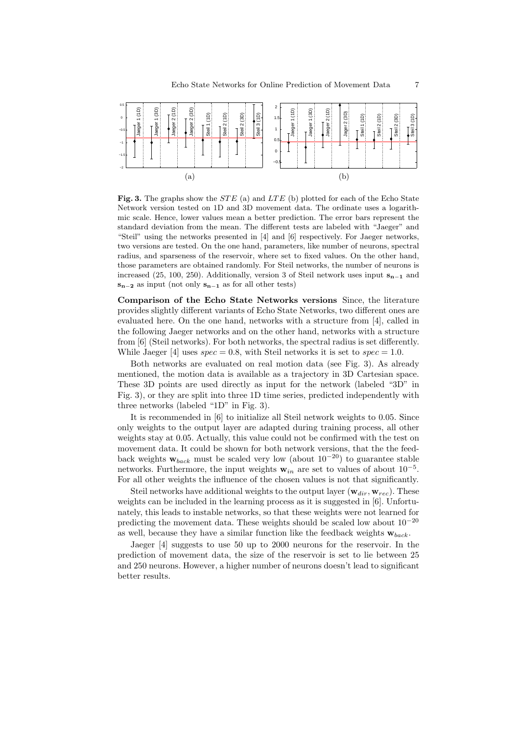**Fig. 3.** The graphs show the $STE$ (a) and $LTE$ (b) plotted for each of the Echo State Network version tested on 1D and 3D movement data. The ordinate uses a logarithmic scale. Hence, lower values mean a better prediction. The error bars represent the standard deviation from the mean. The different tests are labeled with "Jaeger" and "Steil" using the networks presented in [4] and [6] respectively. For Jaeger networks, two versions are tested. On the one hand, parameters, like number of neurons, spectral radius, and sparseness of the reservoir, where set to fixed values. On the other hand, those parameters are obtained randomly. For Steil networks, the number of neurons is increased (25, 100, 250). Additionally, version 3 of Steil network uses input $\mathbf{s_{n-1}}$ and $\mathbf{s_{n-2}}$ as input (not only $\mathbf{s_{n-1}}$ as for all other tests)

**Comparison of the Echo State Networks versions** Since, the literature provides slightly different variants of Echo State Networks, two different ones are evaluated here. On the one hand, networks with a structure from [4], called in the following Jaeger networks and on the other hand, networks with a structure from [6] (Steil networks). For both networks, the spectral radius is set differently. While Jaeger [4] uses $spec = 0.8$, with Steil networks it is set to $spec = 1.0$.

Both networks are evaluated on real motion data (see Fig. 3). As already mentioned, the motion data is available as a trajectory in 3D Cartesian space. These 3D points are used directly as input for the network (labeled "3D" in Fig. 3), or they are split into three 1D time series, predicted independently with three networks (labeled "1D" in Fig. 3).

It is recommended in [6] to initialize all Steil network weights to 0.05. Since only weights to the output layer are adapted during training process, all other weights stay at 0.05. Actually, this value could not be confirmed with the test on movement data. It could be shown for both network versions, that the the feedback weights $\mathbf{w}_{back}$ must be scaled very low (about $10^{-20}$) to guarantee stable networks. Furthermore, the input weights $\mathbf{w}_{in}$ are set to values of about $10^{-5}$. For all other weights the influence of the chosen values is not that significantly.

Steil networks have additional weights to the output layer ($\mathbf{w}_{dir}, \mathbf{w}_{rec}$). These weights can be included in the learning process as it is suggested in [6]. Unfortunately, this leads to instable networks, so that these weights were not learned for predicting the movement data. These weights should be scaled low about $10^{-20}$ as well, because they have a similar function like the feedback weights $\mathbf{w}_{back}$.

Jaeger [4] suggests to use 50 up to 2000 neurons for the reservoir. In the prediction of movement data, the size of the reservoir is set to lie between 25 and 250 neurons. However, a higher number of neurons doesn't lead to significant better results.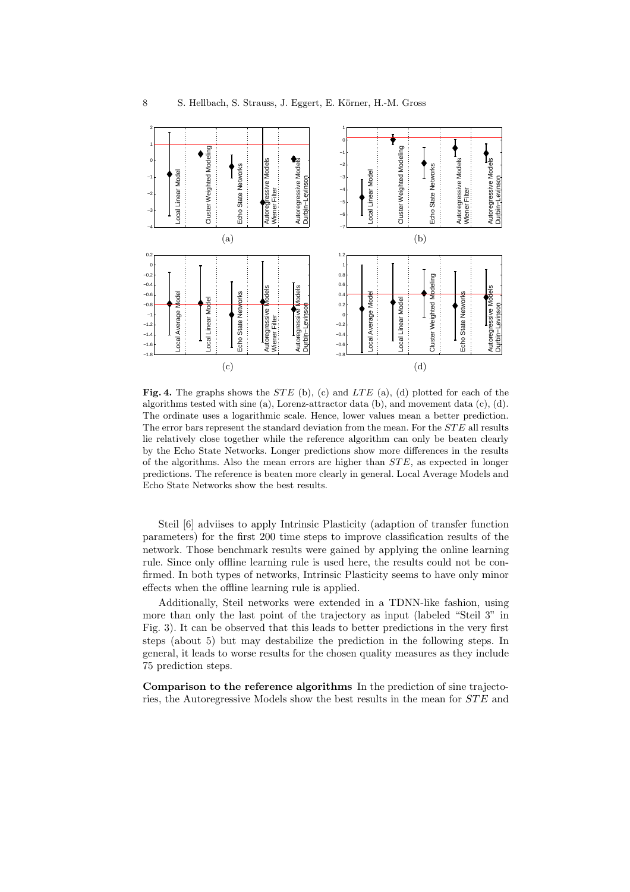**Fig. 4.** The graphs shows the $STE$ (b), (c) and $LTE$ (a), (d) plotted for each of the algorithms tested with sine (a), Lorenz-attractor data (b), and movement data (c), (d). The ordinate uses a logarithmic scale. Hence, lower values mean a better prediction. The error bars represent the standard deviation from the mean. For the $STE$ all results lie relatively close together while the reference algorithm can only be beaten clearly by the Echo State Networks. Longer predictions show more differences in the results of the algorithms. Also the mean errors are higher than $STE$, as expected in longer predictions. The reference is beaten more clearly in general. Local Average Models and Echo State Networks show the best results.

Steil [6] adviises to apply Intrinsic Plasticity (adaption of transfer function parameters) for the first 200 time steps to improve classification results of the network. Those benchmark results were gained by applying the online learning rule. Since only offline learning rule is used here, the results could not be confirmed. In both types of networks, Intrinsic Plasticity seems to have only minor effects when the offline learning rule is applied.

Additionally, Steil networks were extended in a TDNN-like fashion, using more than only the last point of the trajectory as input (labeled "Steil 3" in Fig. 3). It can be observed that this leads to better predictions in the very first steps (about 5) but may destabilize the prediction in the following steps. In general, it leads to worse results for the chosen quality measures as they include 75 prediction steps.

**Comparison to the reference algorithms** In the prediction of sine trajectories, the Autoregressive Models show the best results in the mean for $STE$ and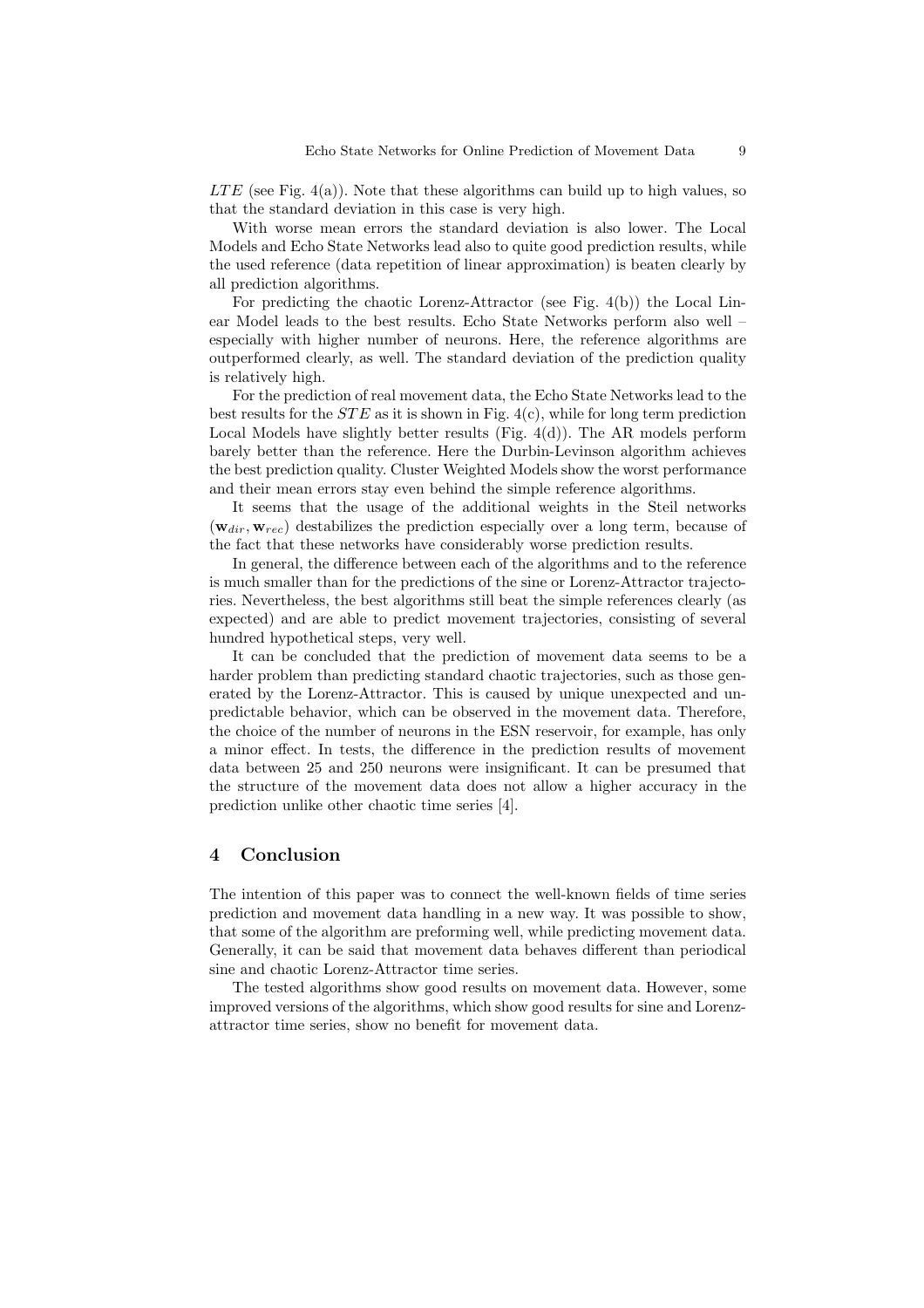$LTE$ (see Fig. 4(a)). Note that these algorithms can build up to high values, so that the standard deviation in this case is very high.

With worse mean errors the standard deviation is also lower. The Local Models and Echo State Networks lead also to quite good prediction results, while the used reference (data repetition of linear approximation) is beaten clearly by all prediction algorithms.

For predicting the chaotic Lorenz-Attractor (see Fig. 4(b)) the Local Linear Model leads to the best results. Echo State Networks perform also well – especially with higher number of neurons. Here, the reference algorithms are outperformed clearly, as well. The standard deviation of the prediction quality is relatively high.

For the prediction of real movement data, the Echo State Networks lead to the best results for the $STE$ as it is shown in Fig. 4(c), while for long term prediction Local Models have slightly better results (Fig. 4(d)). The AR models perform barely better than the reference. Here the Durbin-Levinson algorithm achieves the best prediction quality. Cluster Weighted Models show the worst performance and their mean errors stay even behind the simple reference algorithms.

It seems that the usage of the additional weights in the Steil networks ($\mathbf{w}_{dir}, \mathbf{w}_{rec}$) destabilizes the prediction especially over a long term, because of the fact that these networks have considerably worse prediction results.

In general, the difference between each of the algorithms and to the reference is much smaller than for the predictions of the sine or Lorenz-Attractor trajectories. Nevertheless, the best algorithms still beat the simple references clearly (as expected) and are able to predict movement trajectories, consisting of several hundred hypothetical steps, very well.

It can be concluded that the prediction of movement data seems to be a harder problem than predicting standard chaotic trajectories, such as those generated by the Lorenz-Attractor. This is caused by unique unexpected and unpredictable behavior, which can be observed in the movement data. Therefore, the choice of the number of neurons in the ESN reservoir, for example, has only a minor effect. In tests, the difference in the prediction results of movement data between 25 and 250 neurons were insignificant. It can be presumed that the structure of the movement data does not allow a higher accuracy in the prediction unlike other chaotic time series [4].

## 4 Conclusion

The intention of this paper was to connect the well-known fields of time series prediction and movement data handling in a new way. It was possible to show, that some of the algorithm are preforming well, while predicting movement data. Generally, it can be said that movement data behaves different than periodical sine and chaotic Lorenz-Attractor time series.

The tested algorithms show good results on movement data. However, some improved versions of the algorithms, which show good results for sine and Lorenz-attractor time series, show no benefit for movement data.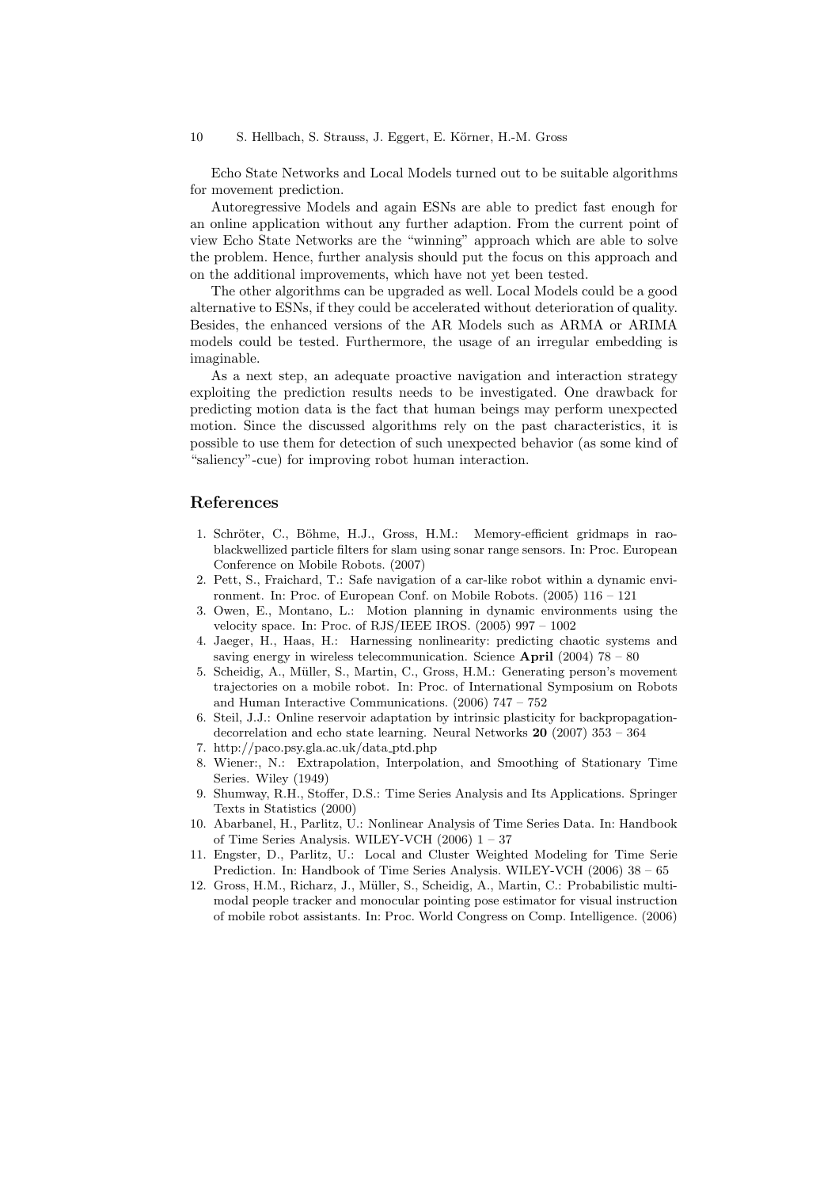Echo State Networks and Local Models turned out to be suitable algorithms for movement prediction.

Autoregressive Models and again ESNs are able to predict fast enough for an online application without any further adaption. From the current point of view Echo State Networks are the "winning" approach which are able to solve the problem. Hence, further analysis should put the focus on this approach and on the additional improvements, which have not yet been tested.

The other algorithms can be upgraded as well. Local Models could be a good alternative to ESNs, if they could be accelerated without deterioration of quality. Besides, the enhanced versions of the AR Models such as ARMA or ARIMA models could be tested. Furthermore, the usage of an irregular embedding is imaginable.

As a next step, an adequate proactive navigation and interaction strategy exploiting the prediction results needs to be investigated. One drawback for predicting motion data is the fact that human beings may perform unexpected motion. Since the discussed algorithms rely on the past characteristics, it is possible to use them for detection of such unexpected behavior (as some kind of "saliency"-cue) for improving robot human interaction.

## References

1. Schröter, C., Böhme, H.J., Gross, H.M.: Memory-efficient gridmaps in rao-blackwellized particle filters for slam using sonar range sensors. In: Proc. European Conference on Mobile Robots. (2007)
2. Pett, S., Fraichard, T.: Safe navigation of a car-like robot within a dynamic environment. In: Proc. of European Conf. on Mobile Robots. (2005) 116 – 121
3. Owen, E., Montano, L.: Motion planning in dynamic environments using the velocity space. In: Proc. of RJS/IEEE IROS. (2005) 997 – 1002
4. Jaeger, H., Haas, H.: Harnessing nonlinearity: predicting chaotic systems and saving energy in wireless telecommunication. Science **April** (2004) 78 – 80
5. Scheidig, A., Müller, S., Martin, C., Gross, H.M.: Generating person's movement trajectories on a mobile robot. In: Proc. of International Symposium on Robots and Human Interactive Communications. (2006) 747 – 752
6. Steil, J.J.: Online reservoir adaptation by intrinsic plasticity for backpropagation-decorrelation and echo state learning. Neural Networks **20** (2007) 353 – 364
7. http://paco.psy.gla.ac.uk/data_ptd.php
8. Wiener:, N.: Extrapolation, Interpolation, and Smoothing of Stationary Time Series. Wiley (1949)
9. Shumway, R.H., Stoffer, D.S.: Time Series Analysis and Its Applications. Springer Texts in Statistics (2000)
10. Abarbanel, H., Parlitz, U.: Nonlinear Analysis of Time Series Data. In: Handbook of Time Series Analysis. WILEY-VCH (2006) 1 – 37
11. Engster, D., Parlitz, U.: Local and Cluster Weighted Modeling for Time Serie Prediction. In: Handbook of Time Series Analysis. WILEY-VCH (2006) 38 – 65
12. Gross, H.M., Richarz, J., Müller, S., Scheidig, A., Martin, C.: Probabilistic multimodal people tracker and monocular pointing pose estimator for visual instruction of mobile robot assistants. In: Proc. World Congress on Comp. Intelligence. (2006)